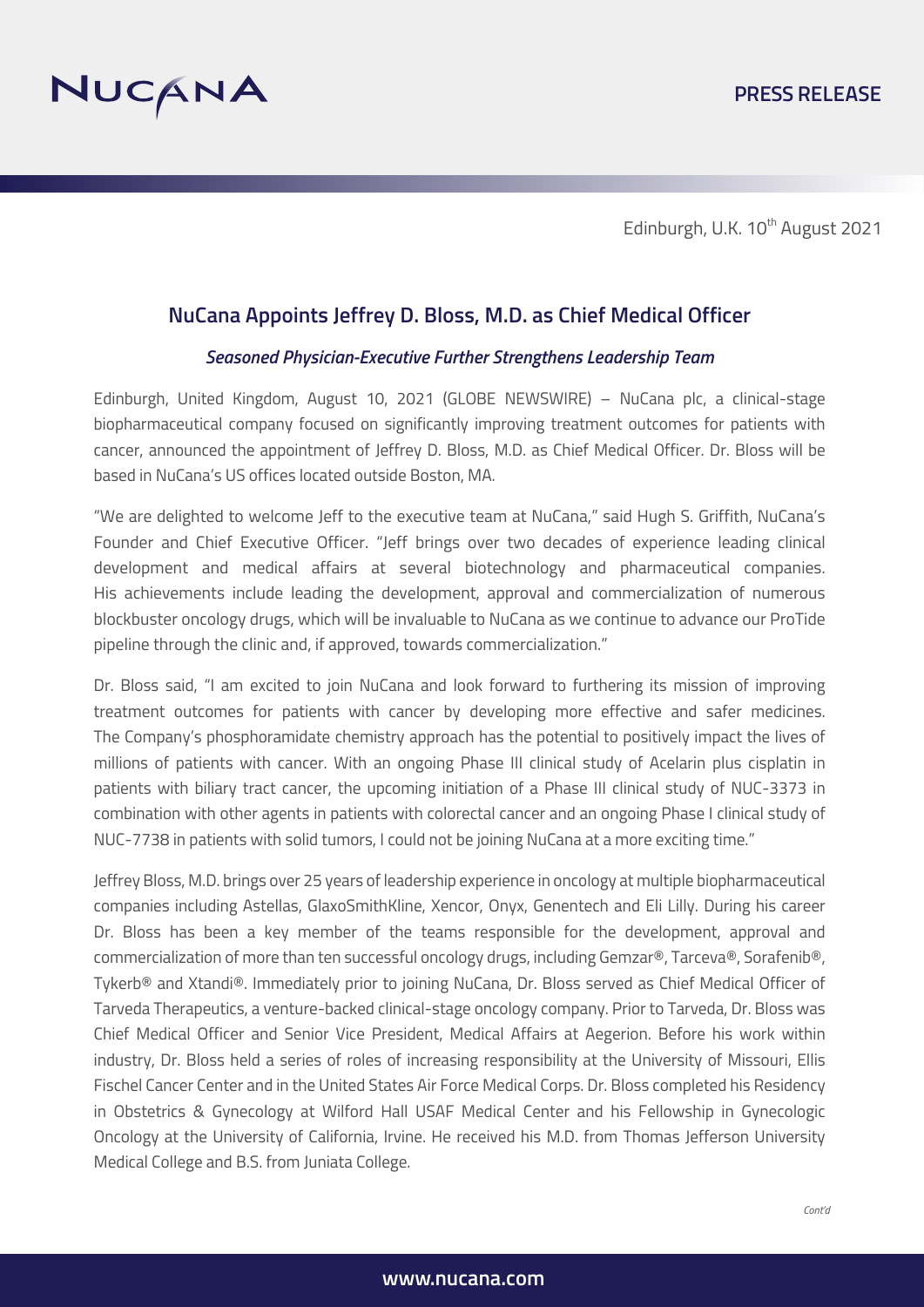PRESS RELEASE

Edinburgh, U.K. 10th August 2021

## NuCana Appoints Jeffrey D. Bloss, M.D. as Chief Medical Officer

### *Seasoned Physician-Executive Further Strengthens Leadership Team*

Edinburgh, United Kingdom, August 10, 2021 (GLOBE NEWSWIRE) – NuCana plc, a clinical-stage biopharmaceutical company focused on significantly improving treatment outcomes for patients with cancer, announced the appointment of Jeffrey D. Bloss, M.D. as Chief Medical Officer. Dr. Bloss will be based in NuCana's US offices located outside Boston, MA.

"We are delighted to welcome Jeff to the executive team at NuCana," said Hugh S. Griffith, NuCana's Founder and Chief Executive Officer. "Jeff brings over two decades of experience leading clinical development and medical affairs at several biotechnology and pharmaceutical companies. His achievements include leading the development, approval and commercialization of numerous blockbuster oncology drugs, which will be invaluable to NuCana as we continue to advance our ProTide pipeline through the clinic and, if approved, towards commercialization."

Dr. Bloss said, "I am excited to join NuCana and look forward to furthering its mission of improving treatment outcomes for patients with cancer by developing more effective and safer medicines. The Company's phosphoramidate chemistry approach has the potential to positively impact the lives of millions of patients with cancer. With an ongoing Phase III clinical study of Acelarin plus cisplatin in patients with biliary tract cancer, the upcoming initiation of a Phase III clinical study of NUC-3373 in combination with other agents in patients with colorectal cancer and an ongoing Phase I clinical study of NUC-7738 in patients with solid tumors, I could not be joining NuCana at a more exciting time."

Jeffrey Bloss, M.D. brings over 25 years of leadership experience in oncology at multiple biopharmaceutical companies including Astellas, GlaxoSmithKline, Xencor, Onyx, Genentech and Eli Lilly. During his career Dr. Bloss has been a key member of the teams responsible for the development, approval and commercialization of more than ten successful oncology drugs, including Gemzar®, Tarceva®, Sorafenib®, Tykerb® and Xtandi®. Immediately prior to joining NuCana, Dr. Bloss served as Chief Medical Officer of Tarveda Therapeutics, a venture-backed clinical-stage oncology company. Prior to Tarveda, Dr. Bloss was Chief Medical Officer and Senior Vice President, Medical Affairs at Aegerion. Before his work within industry, Dr. Bloss held a series of roles of increasing responsibility at the University of Missouri, Ellis Fischel Cancer Center and in the United States Air Force Medical Corps. Dr. Bloss completed his Residency in Obstetrics & Gynecology at Wilford Hall USAF Medical Center and his Fellowship in Gynecologic Oncology at the University of California, Irvine. He received his M.D. from Thomas Jefferson University Medical College and B.S. from Juniata College.

*Cont'd*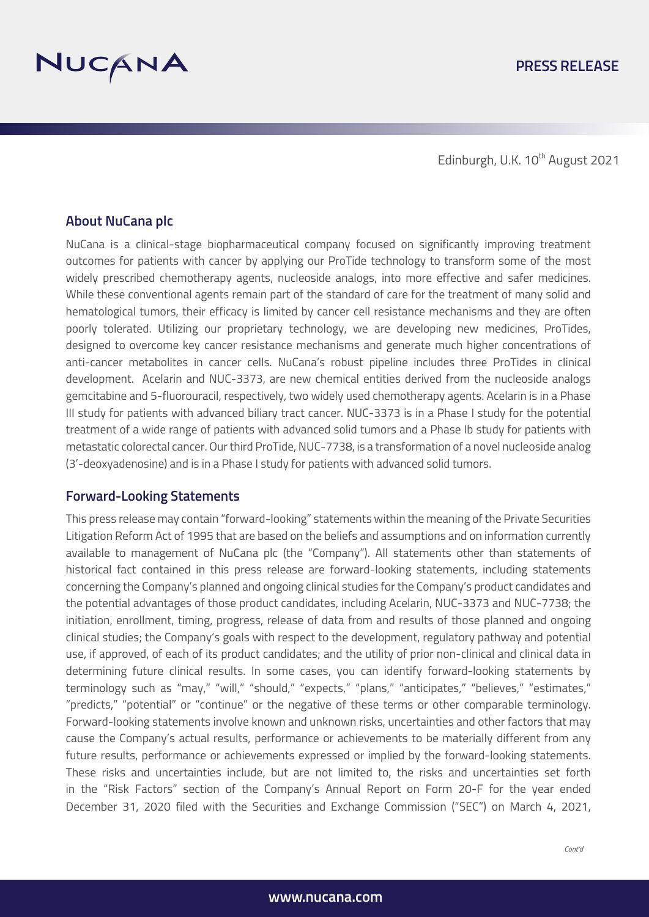Edinburgh, U.K. 10th August 2021

## About NuCana plc

NuCana is a clinical-stage biopharmaceutical company focused on significantly improving treatment outcomes for patients with cancer by applying our ProTide technology to transform some of the most widely prescribed chemotherapy agents, nucleoside analogs, into more effective and safer medicines. While these conventional agents remain part of the standard of care for the treatment of many solid and hematological tumors, their efficacy is limited by cancer cell resistance mechanisms and they are often poorly tolerated. Utilizing our proprietary technology, we are developing new medicines, ProTides, designed to overcome key cancer resistance mechanisms and generate much higher concentrations of anti-cancer metabolites in cancer cells. NuCana's robust pipeline includes three ProTides in clinical development. Acelarin and NUC-3373, are new chemical entities derived from the nucleoside analogs gemcitabine and 5-fluorouracil, respectively, two widely used chemotherapy agents. Acelarin is in a Phase III study for patients with advanced biliary tract cancer. NUC-3373 is in a Phase I study for the potential treatment of a wide range of patients with advanced solid tumors and a Phase Ib study for patients with metastatic colorectal cancer. Our third ProTide, NUC-7738, is a transformation of a novel nucleoside analog (3'-deoxyadenosine) and is in a Phase I study for patients with advanced solid tumors.

## Forward-Looking Statements

This press release may contain "forward-looking" statements within the meaning of the Private Securities Litigation Reform Act of 1995 that are based on the beliefs and assumptions and on information currently available to management of NuCana plc (the "Company"). All statements other than statements of historical fact contained in this press release are forward-looking statements, including statements concerning the Company's planned and ongoing clinical studies for the Company's product candidates and the potential advantages of those product candidates, including Acelarin, NUC-3373 and NUC-7738; the initiation, enrollment, timing, progress, release of data from and results of those planned and ongoing clinical studies; the Company's goals with respect to the development, regulatory pathway and potential use, if approved, of each of its product candidates; and the utility of prior non-clinical and clinical data in determining future clinical results. In some cases, you can identify forward-looking statements by terminology such as "may," "will," "should," "expects," "plans," "anticipates," "believes," "estimates," "predicts," "potential" or "continue" or the negative of these terms or other comparable terminology. Forward-looking statements involve known and unknown risks, uncertainties and other factors that may cause the Company's actual results, performance or achievements to be materially different from any future results, performance or achievements expressed or implied by the forward-looking statements. These risks and uncertainties include, but are not limited to, the risks and uncertainties set forth in the "Risk Factors" section of the Company's Annual Report on Form 20-F for the year ended December 31, 2020 filed with the Securities and Exchange Commission ("SEC") on March 4, 2021,

*Cont'd*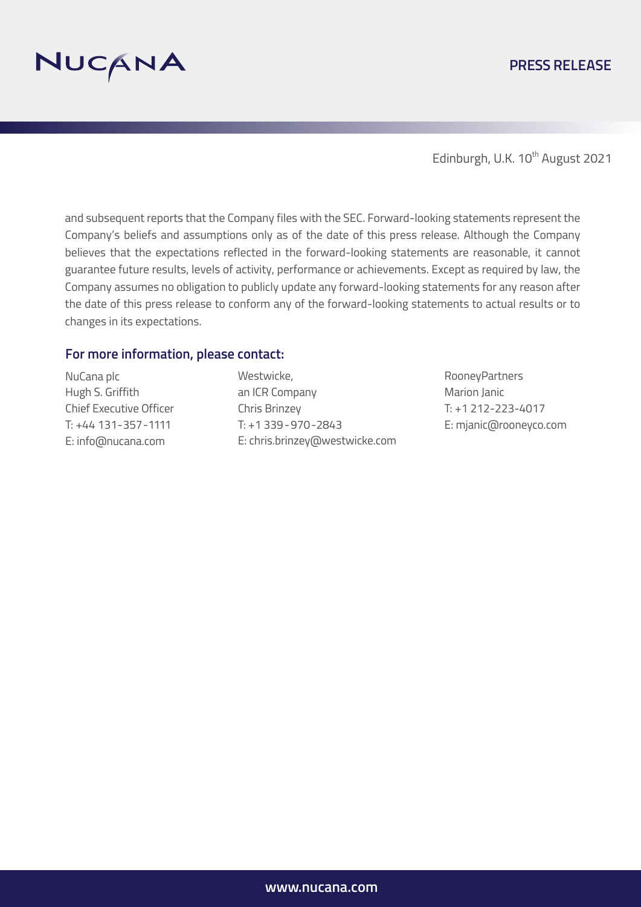and subsequent reports that the Company files with the SEC. Forward-looking statements represent the Company's beliefs and assumptions only as of the date of this press release. Although the Company believes that the expectations reflected in the forward-looking statements are reasonable, it cannot guarantee future results, levels of activity, performance or achievements. Except as required by law, the Company assumes no obligation to publicly update any forward-looking statements for any reason after the date of this press release to conform any of the forward-looking statements to actual results or to changes in its expectations.

## For more information, please contact:

NuCana plc
Hugh S. Griffith
Chief Executive Officer
T: +44 131-357-1111
E: info@nucana.com

Westwicke,
an ICR Company
Chris Brinzey
T: +1 339-970-2843
E: chris.brinzey@westwicke.com

RooneyPartners
Marion Janic
T: +1 212-223-4017
E: mjanic@rooneyco.com